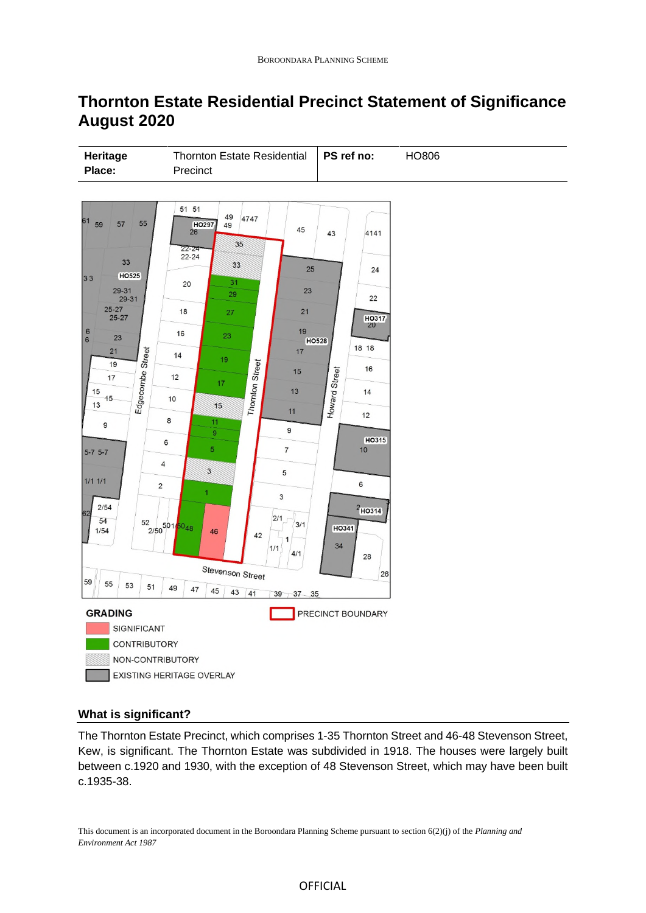# Thornton Estate Residential Precinct Statement of Significance August 2020

| **Heritage Place:** | Thornton Estate Residential Precinct | **PS ref no:** | HO806 |
|---|---|---|---|

GRADING

- SIGNIFICANT
- CONTRIBUTORY
- NON-CONTRIBUTORY
- EXISTING HERITAGE OVERLAY

PRECINCT BOUNDARY

## What is significant?

The Thornton Estate Precinct, which comprises 1-35 Thornton Street and 46-48 Stevenson Street, Kew, is significant. The Thornton Estate was subdivided in 1918. The houses were largely built between c.1920 and 1930, with the exception of 48 Stevenson Street, which may have been built c.1935-38.

This document is an incorporated document in the Boroondara Planning Scheme pursuant to section 6(2)(j) of the *Planning and Environment Act 1987*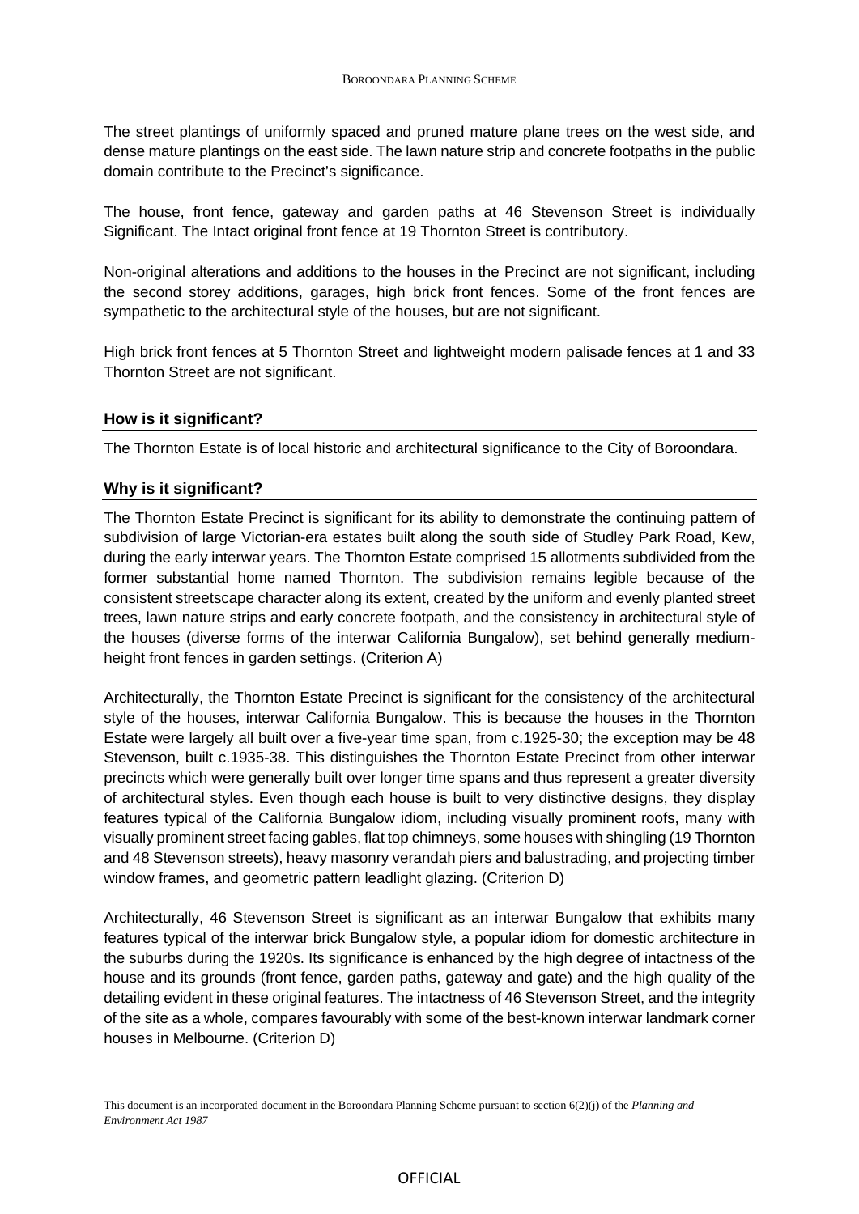The street plantings of uniformly spaced and pruned mature plane trees on the west side, and dense mature plantings on the east side. The lawn nature strip and concrete footpaths in the public domain contribute to the Precinct's significance.

The house, front fence, gateway and garden paths at 46 Stevenson Street is individually Significant. The Intact original front fence at 19 Thornton Street is contributory.

Non-original alterations and additions to the houses in the Precinct are not significant, including the second storey additions, garages, high brick front fences. Some of the front fences are sympathetic to the architectural style of the houses, but are not significant.

High brick front fences at 5 Thornton Street and lightweight modern palisade fences at 1 and 33 Thornton Street are not significant.

## How is it significant?

The Thornton Estate is of local historic and architectural significance to the City of Boroondara.

## Why is it significant?

The Thornton Estate Precinct is significant for its ability to demonstrate the continuing pattern of subdivision of large Victorian-era estates built along the south side of Studley Park Road, Kew, during the early interwar years. The Thornton Estate comprised 15 allotments subdivided from the former substantial home named Thornton. The subdivision remains legible because of the consistent streetscape character along its extent, created by the uniform and evenly planted street trees, lawn nature strips and early concrete footpath, and the consistency in architectural style of the houses (diverse forms of the interwar California Bungalow), set behind generally medium-height front fences in garden settings. (Criterion A)

Architecturally, the Thornton Estate Precinct is significant for the consistency of the architectural style of the houses, interwar California Bungalow. This is because the houses in the Thornton Estate were largely all built over a five-year time span, from c.1925-30; the exception may be 48 Stevenson, built c.1935-38. This distinguishes the Thornton Estate Precinct from other interwar precincts which were generally built over longer time spans and thus represent a greater diversity of architectural styles. Even though each house is built to very distinctive designs, they display features typical of the California Bungalow idiom, including visually prominent roofs, many with visually prominent street facing gables, flat top chimneys, some houses with shingling (19 Thornton and 48 Stevenson streets), heavy masonry verandah piers and balustrading, and projecting timber window frames, and geometric pattern leadlight glazing. (Criterion D)

Architecturally, 46 Stevenson Street is significant as an interwar Bungalow that exhibits many features typical of the interwar brick Bungalow style, a popular idiom for domestic architecture in the suburbs during the 1920s. Its significance is enhanced by the high degree of intactness of the house and its grounds (front fence, garden paths, gateway and gate) and the high quality of the detailing evident in these original features. The intactness of 46 Stevenson Street, and the integrity of the site as a whole, compares favourably with some of the best-known interwar landmark corner houses in Melbourne. (Criterion D)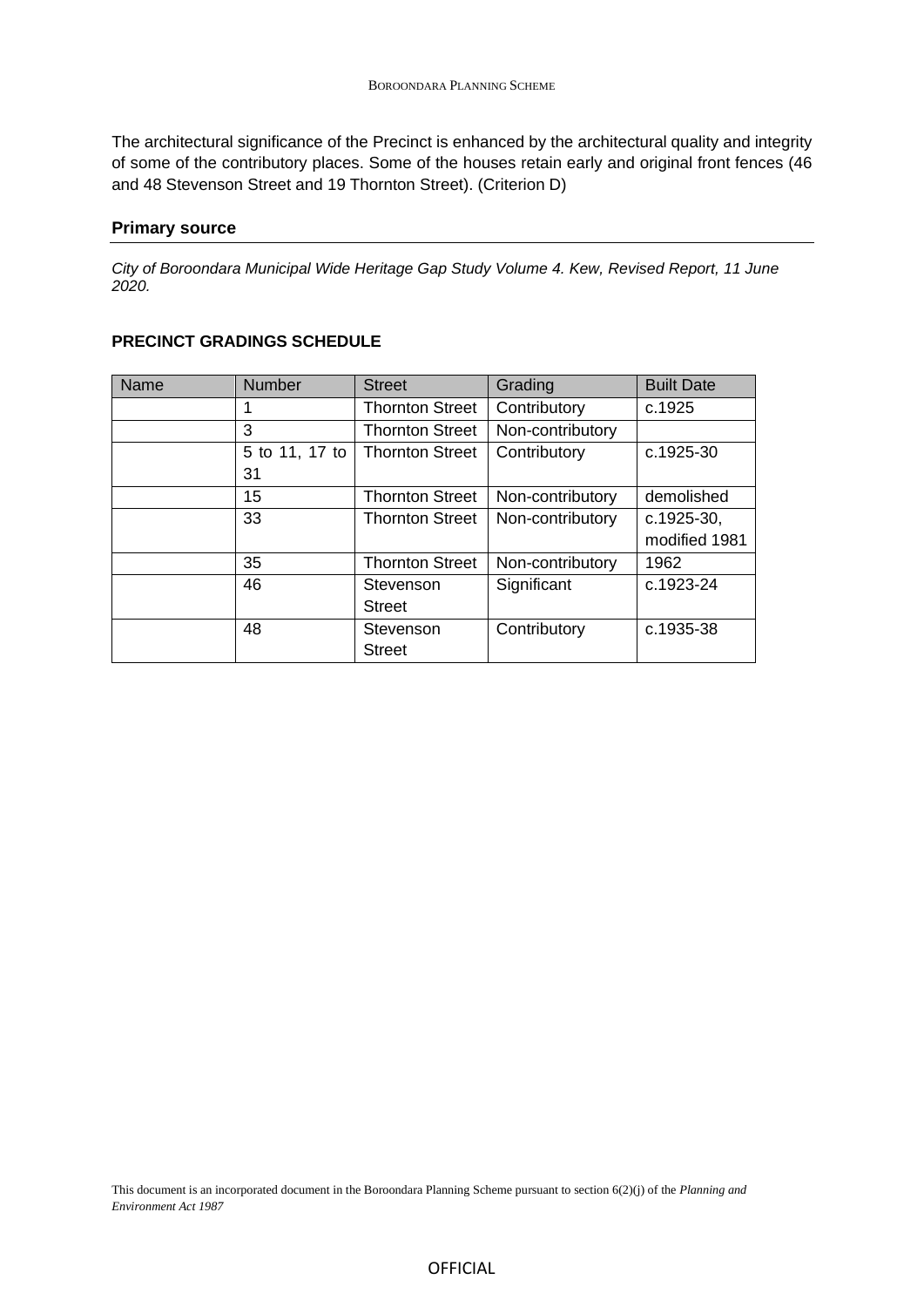The architectural significance of the Precinct is enhanced by the architectural quality and integrity of some of the contributory places. Some of the houses retain early and original front fences (46 and 48 Stevenson Street and 19 Thornton Street). (Criterion D)

### Primary source

*City of Boroondara Municipal Wide Heritage Gap Study Volume 4. Kew, Revised Report, 11 June 2020.*

### PRECINCT GRADINGS SCHEDULE

| Name | Number | Street | Grading | Built Date |
|---|---|---|---|---|
| | 1 | Thornton Street | Contributory | c.1925 |
| | 3 | Thornton Street | Non-contributory | |
| | 5 to 11, 17 to 31 | Thornton Street | Contributory | c.1925-30 |
| | 15 | Thornton Street | Non-contributory | demolished |
| | 33 | Thornton Street | Non-contributory | c.1925-30, modified 1981 |
| | 35 | Thornton Street | Non-contributory | 1962 |
| | 46 | Stevenson Street | Significant | c.1923-24 |
| | 48 | Stevenson Street | Contributory | c.1935-38 |

This document is an incorporated document in the Boroondara Planning Scheme pursuant to section 6(2)(j) of the *Planning and Environment Act 1987*